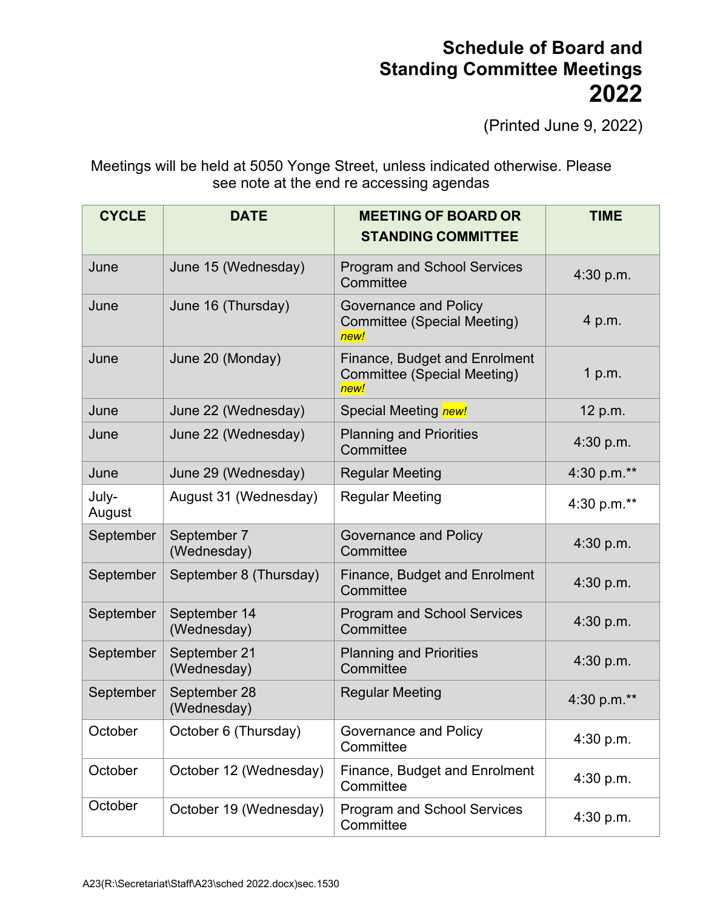# Schedule of Board and Standing Committee Meetings 2022

(Printed June 9, 2022)

Meetings will be held at 5050 Yonge Street, unless indicated otherwise. Please see note at the end re accessing agendas

| CYCLE | DATE | MEETING OF BOARD OR STANDING COMMITTEE | TIME |
|---|---|---|---|
| June | June 15 (Wednesday) | Program and School Services Committee | 4:30 p.m. |
| June | June 16 (Thursday) | Governance and Policy Committee (Special Meeting) *new!* | 4 p.m. |
| June | June 20 (Monday) | Finance, Budget and Enrolment Committee (Special Meeting) *new!* | 1 p.m. |
| June | June 22 (Wednesday) | Special Meeting *new!* | 12 p.m. |
| June | June 22 (Wednesday) | Planning and Priorities Committee | 4:30 p.m. |
| June | June 29 (Wednesday) | Regular Meeting | 4:30 p.m.** |
| July-August | August 31 (Wednesday) | Regular Meeting | 4:30 p.m.** |
| September | September 7 (Wednesday) | Governance and Policy Committee | 4:30 p.m. |
| September | September 8 (Thursday) | Finance, Budget and Enrolment Committee | 4:30 p.m. |
| September | September 14 (Wednesday) | Program and School Services Committee | 4:30 p.m. |
| September | September 21 (Wednesday) | Planning and Priorities Committee | 4:30 p.m. |
| September | September 28 (Wednesday) | Regular Meeting | 4:30 p.m.** |
| October | October 6 (Thursday) | Governance and Policy Committee | 4:30 p.m. |
| October | October 12 (Wednesday) | Finance, Budget and Enrolment Committee | 4:30 p.m. |
| October | October 19 (Wednesday) | Program and School Services Committee | 4:30 p.m. |

A23(R:\Secretariat\Staff\A23\sched 2022.docx)sec.1530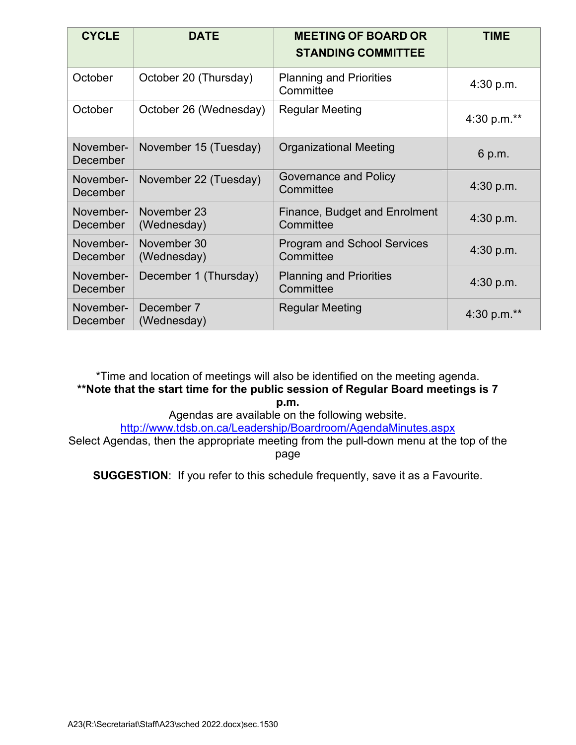| CYCLE | DATE | MEETING OF BOARD OR STANDING COMMITTEE | TIME |
|---|---|---|---|
| October | October 20 (Thursday) | Planning and Priorities Committee | 4:30 p.m. |
| October | October 26 (Wednesday) | Regular Meeting | 4:30 p.m.** |
| November-December | November 15 (Tuesday) | Organizational Meeting | 6 p.m. |
| November-December | November 22 (Tuesday) | Governance and Policy Committee | 4:30 p.m. |
| November-December | November 23 (Wednesday) | Finance, Budget and Enrolment Committee | 4:30 p.m. |
| November-December | November 30 (Wednesday) | Program and School Services Committee | 4:30 p.m. |
| November-December | December 1 (Thursday) | Planning and Priorities Committee | 4:30 p.m. |
| November-December | December 7 (Wednesday) | Regular Meeting | 4:30 p.m.** |

*Time and location of meetings will also be identified on the meeting agenda.

**\*\*Note that the start time for the public session of Regular Board meetings is 7 p.m.**

Agendas are available on the following website.

http://www.tdsb.on.ca/Leadership/Boardroom/AgendaMinutes.aspx

Select Agendas, then the appropriate meeting from the pull-down menu at the top of the page

**SUGGESTION**: If you refer to this schedule frequently, save it as a Favourite.

A23(R:\Secretariat\Staff\A23\sched 2022.docx)sec.1530